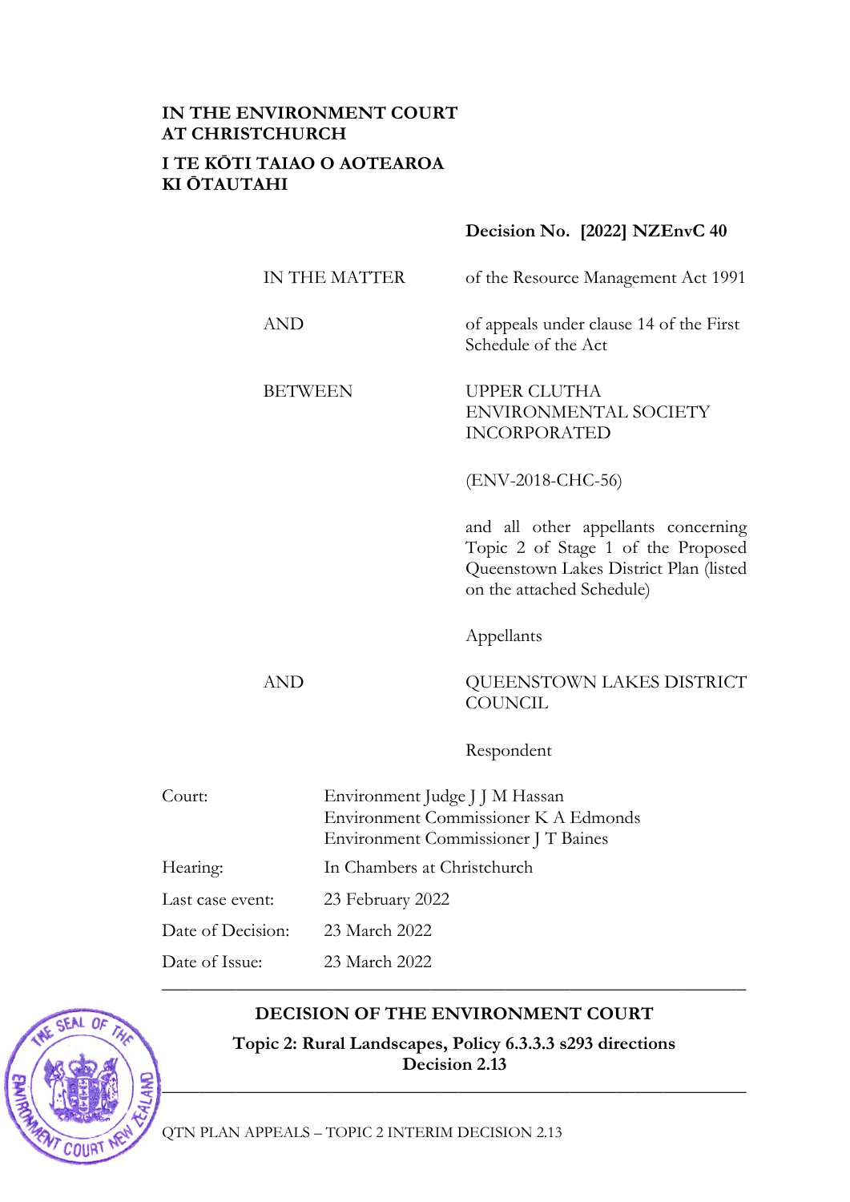**IN THE ENVIRONMENT COURT**
**AT CHRISTCHURCH**

**I TE KŌTI TAIAO O AOTEAROA**
**KI ŌTAUTAHI**

**Decision No. [2022] NZEnvC 40**

| | |
|---|---|
| IN THE MATTER | of the Resource Management Act 1991 |
| AND | of appeals under clause 14 of the First Schedule of the Act |
| BETWEEN | UPPER CLUTHA ENVIRONMENTAL SOCIETY INCORPORATED |
| | (ENV-2018-CHC-56) |
| | and all other appellants concerning Topic 2 of Stage 1 of the Proposed Queenstown Lakes District Plan (listed on the attached Schedule) |
| | Appellants |
| AND | QUEENSTOWN LAKES DISTRICT COUNCIL |
| | Respondent |

| | |
|---|---|
| Court: | Environment Judge J J M Hassan<br>Environment Commissioner K A Edmonds<br>Environment Commissioner J T Baines |
| Hearing: | In Chambers at Christchurch |
| Last case event: | 23 February 2022 |
| Date of Decision: | 23 March 2022 |
| Date of Issue: | 23 March 2022 |

---

**DECISION OF THE ENVIRONMENT COURT**

**Topic 2: Rural Landscapes, Policy 6.3.3.3 s293 directions**
**Decision 2.13**

---

QTN PLAN APPEALS – TOPIC 2 INTERIM DECISION 2.13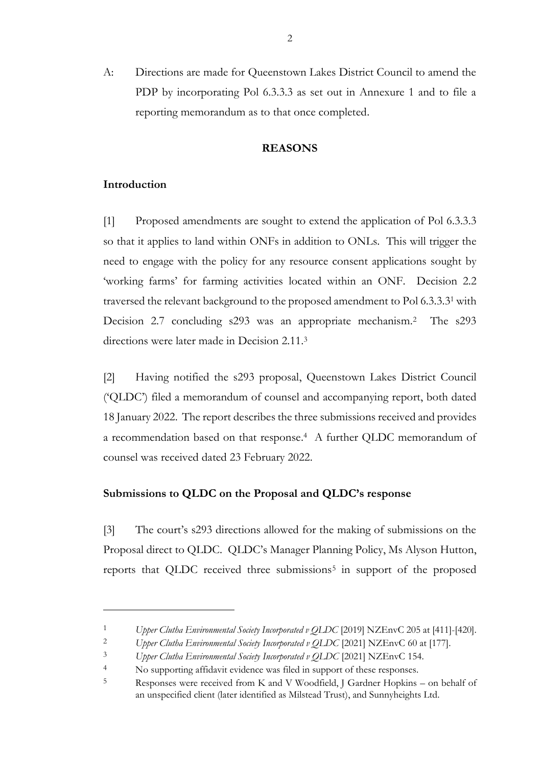A: Directions are made for Queenstown Lakes District Council to amend the PDP by incorporating Pol 6.3.3.3 as set out in Annexure 1 and to file a reporting memorandum as to that once completed.

## REASONS

### Introduction

[1] Proposed amendments are sought to extend the application of Pol 6.3.3.3 so that it applies to land within ONFs in addition to ONLs. This will trigger the need to engage with the policy for any resource consent applications sought by 'working farms' for farming activities located within an ONF. Decision 2.2 traversed the relevant background to the proposed amendment to Pol 6.3.3.3[1] with Decision 2.7 concluding s293 was an appropriate mechanism.[2] The s293 directions were later made in Decision 2.11.[3]

[2] Having notified the s293 proposal, Queenstown Lakes District Council ('QLDC') filed a memorandum of counsel and accompanying report, both dated 18 January 2022. The report describes the three submissions received and provides a recommendation based on that response.[4] A further QLDC memorandum of counsel was received dated 23 February 2022.

### Submissions to QLDC on the Proposal and QLDC's response

[3] The court's s293 directions allowed for the making of submissions on the Proposal direct to QLDC. QLDC's Manager Planning Policy, Ms Alyson Hutton, reports that QLDC received three submissions[5] in support of the proposed

---

[1] *Upper Clutha Environmental Society Incorporated v QLDC* [2019] NZEnvC 205 at [411]-[420].

[2] *Upper Clutha Environmental Society Incorporated v QLDC* [2021] NZEnvC 60 at [177].

[3] *Upper Clutha Environmental Society Incorporated v QLDC* [2021] NZEnvC 154.

[4] No supporting affidavit evidence was filed in support of these responses.

[5] Responses were received from K and V Woodfield, J Gardner Hopkins – on behalf of an unspecified client (later identified as Milstead Trust), and Sunnyheights Ltd.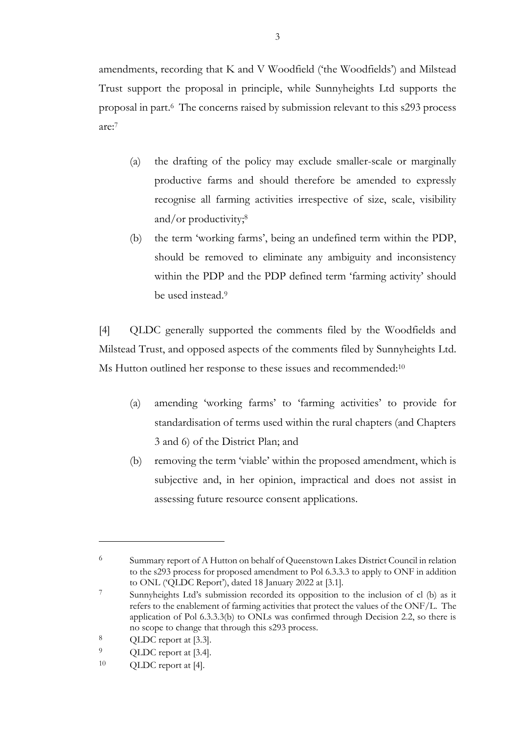amendments, recording that K and V Woodfield ('the Woodfields') and Milstead Trust support the proposal in principle, while Sunnyheights Ltd supports the proposal in part.[6] The concerns raised by submission relevant to this s293 process are:[7]

(a) the drafting of the policy may exclude smaller-scale or marginally productive farms and should therefore be amended to expressly recognise all farming activities irrespective of size, scale, visibility and/or productivity;[8]

(b) the term 'working farms', being an undefined term within the PDP, should be removed to eliminate any ambiguity and inconsistency within the PDP and the PDP defined term 'farming activity' should be used instead.[9]

[4] QLDC generally supported the comments filed by the Woodfields and Milstead Trust, and opposed aspects of the comments filed by Sunnyheights Ltd. Ms Hutton outlined her response to these issues and recommended:[10]

(a) amending 'working farms' to 'farming activities' to provide for standardisation of terms used within the rural chapters (and Chapters 3 and 6) of the District Plan; and

(b) removing the term 'viable' within the proposed amendment, which is subjective and, in her opinion, impractical and does not assist in assessing future resource consent applications.

---

[6] Summary report of A Hutton on behalf of Queenstown Lakes District Council in relation to the s293 process for proposed amendment to Pol 6.3.3.3 to apply to ONF in addition to ONL ('QLDC Report'), dated 18 January 2022 at [3.1].

[7] Sunnyheights Ltd's submission recorded its opposition to the inclusion of cl (b) as it refers to the enablement of farming activities that protect the values of the ONF/L. The application of Pol 6.3.3.3(b) to ONLs was confirmed through Decision 2.2, so there is no scope to change that through this s293 process.

[8] QLDC report at [3.3].

[9] QLDC report at [3.4].

[10] QLDC report at [4].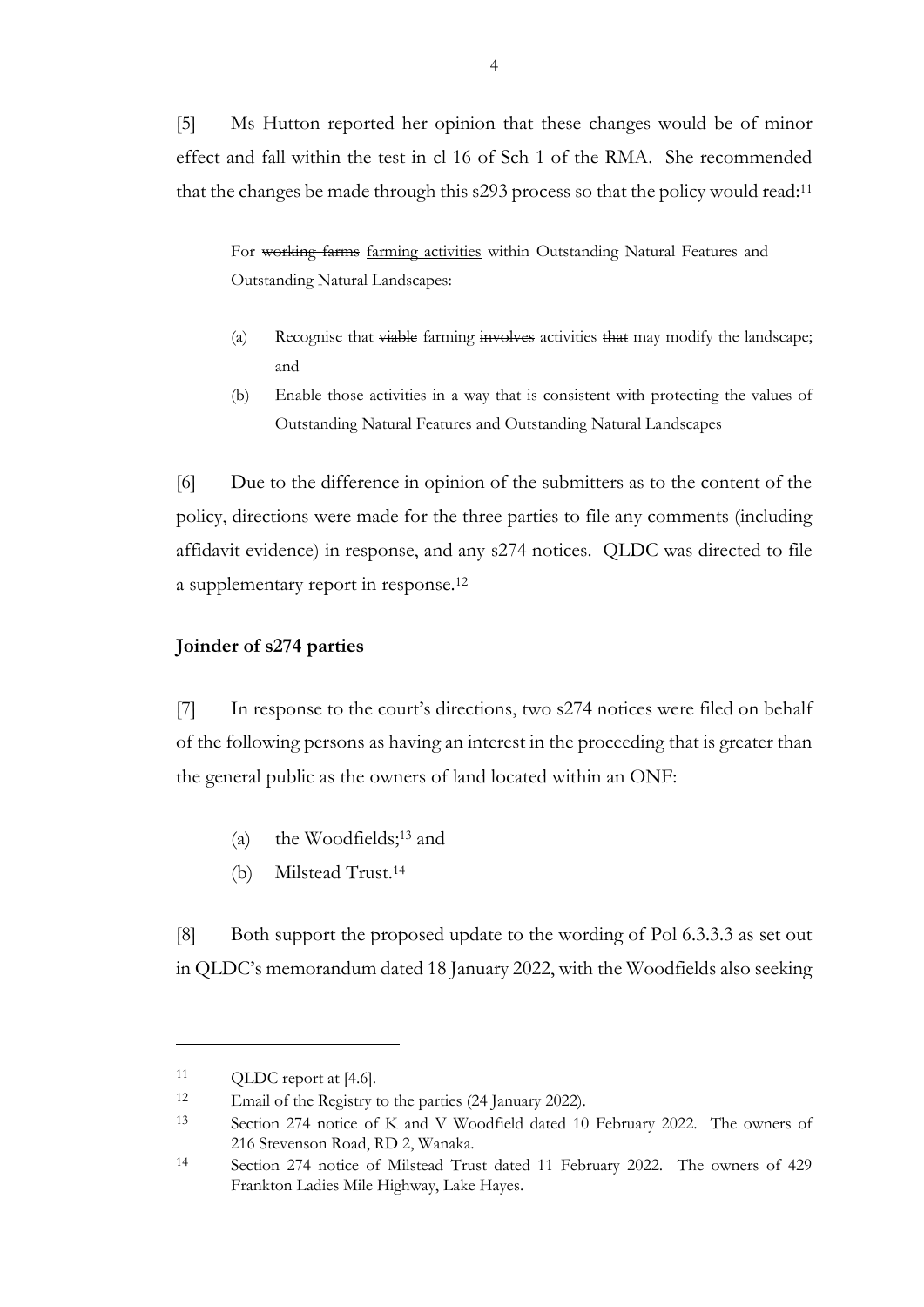[5] Ms Hutton reported her opinion that these changes would be of minor effect and fall within the test in cl 16 of Sch 1 of the RMA. She recommended that the changes be made through this s293 process so that the policy would read:[11]

> For ~~working farms~~ <u>farming activities</u> within Outstanding Natural Features and Outstanding Natural Landscapes:
>
> (a) Recognise that ~~viable~~ farming ~~involves~~ activities ~~that~~ may modify the landscape; and
>
> (b) Enable those activities in a way that is consistent with protecting the values of Outstanding Natural Features and Outstanding Natural Landscapes

[6] Due to the difference in opinion of the submitters as to the content of the policy, directions were made for the three parties to file any comments (including affidavit evidence) in response, and any s274 notices. QLDC was directed to file a supplementary report in response.[12]

**Joinder of s274 parties**

[7] In response to the court's directions, two s274 notices were filed on behalf of the following persons as having an interest in the proceeding that is greater than the general public as the owners of land located within an ONF:

(a) the Woodfields;[13] and
(b) Milstead Trust.[14]

[8] Both support the proposed update to the wording of Pol 6.3.3.3 as set out in QLDC's memorandum dated 18 January 2022, with the Woodfields also seeking

---

[11] QLDC report at [4.6].

[12] Email of the Registry to the parties (24 January 2022).

[13] Section 274 notice of K and V Woodfield dated 10 February 2022. The owners of 216 Stevenson Road, RD 2, Wanaka.

[14] Section 274 notice of Milstead Trust dated 11 February 2022. The owners of 429 Frankton Ladies Mile Highway, Lake Hayes.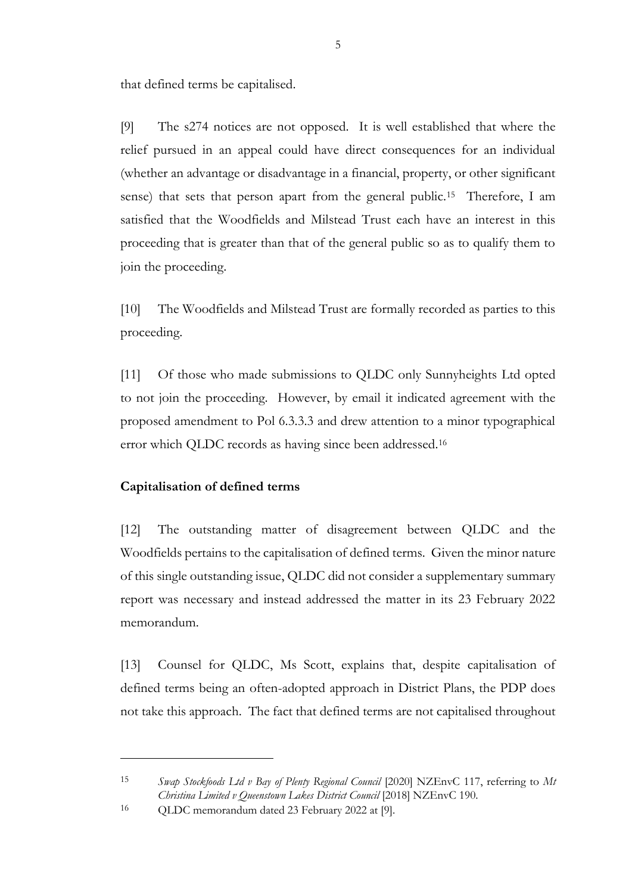that defined terms be capitalised.

[9] The s274 notices are not opposed. It is well established that where the relief pursued in an appeal could have direct consequences for an individual (whether an advantage or disadvantage in a financial, property, or other significant sense) that sets that person apart from the general public.[15] Therefore, I am satisfied that the Woodfields and Milstead Trust each have an interest in this proceeding that is greater than that of the general public so as to qualify them to join the proceeding.

[10] The Woodfields and Milstead Trust are formally recorded as parties to this proceeding.

[11] Of those who made submissions to QLDC only Sunnyheights Ltd opted to not join the proceeding. However, by email it indicated agreement with the proposed amendment to Pol 6.3.3.3 and drew attention to a minor typographical error which QLDC records as having since been addressed.[16]

**Capitalisation of defined terms**

[12] The outstanding matter of disagreement between QLDC and the Woodfields pertains to the capitalisation of defined terms. Given the minor nature of this single outstanding issue, QLDC did not consider a supplementary summary report was necessary and instead addressed the matter in its 23 February 2022 memorandum.

[13] Counsel for QLDC, Ms Scott, explains that, despite capitalisation of defined terms being an often-adopted approach in District Plans, the PDP does not take this approach. The fact that defined terms are not capitalised throughout

---

15 *Swap Stockfoods Ltd v Bay of Plenty Regional Council* [2020] NZEnvC 117, referring to *Mt Christina Limited v Queenstown Lakes District Council* [2018] NZEnvC 190.

16 QLDC memorandum dated 23 February 2022 at [9].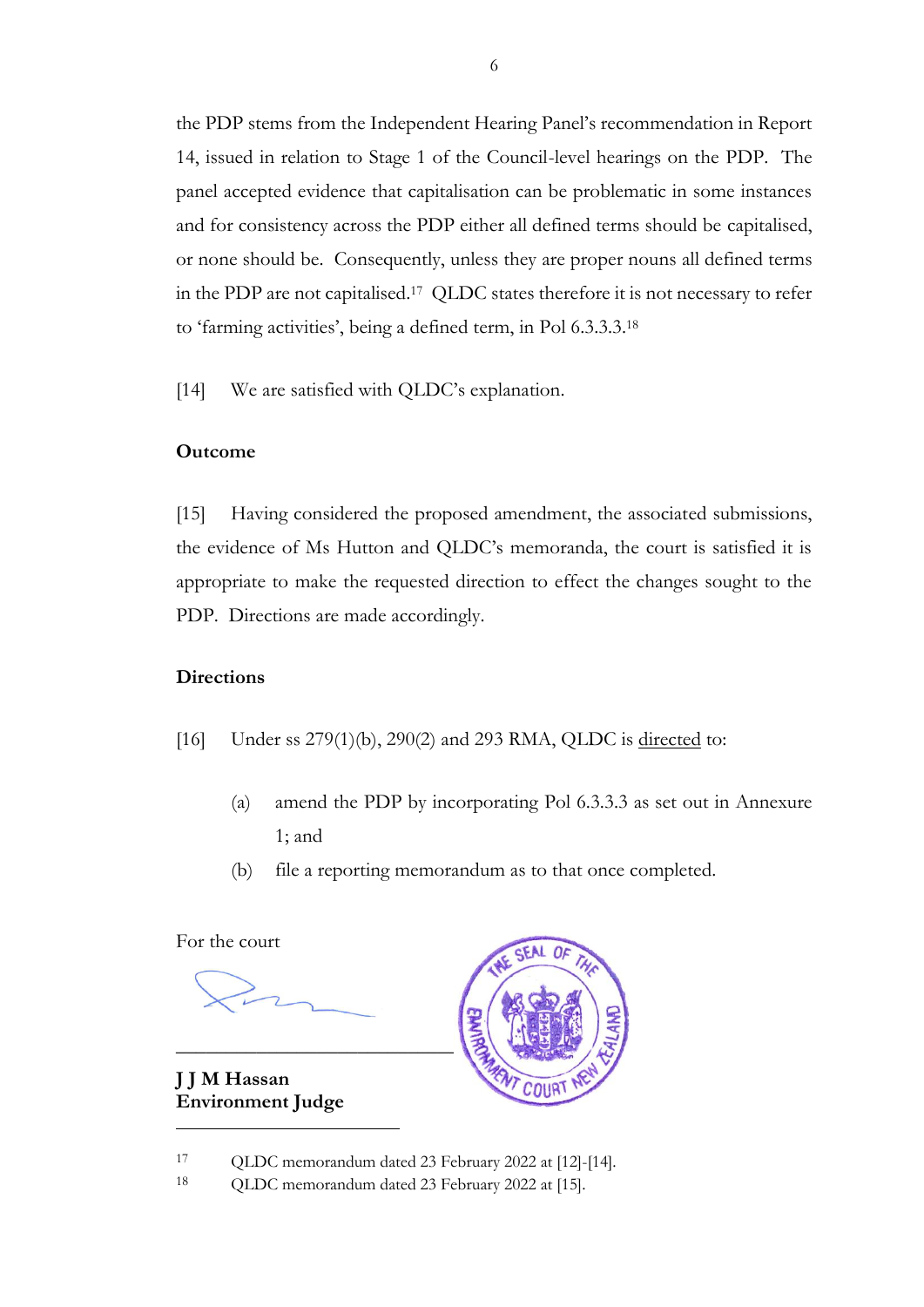the PDP stems from the Independent Hearing Panel's recommendation in Report 14, issued in relation to Stage 1 of the Council-level hearings on the PDP. The panel accepted evidence that capitalisation can be problematic in some instances and for consistency across the PDP either all defined terms should be capitalised, or none should be. Consequently, unless they are proper nouns all defined terms in the PDP are not capitalised.[17] QLDC states therefore it is not necessary to refer to 'farming activities', being a defined term, in Pol 6.3.3.3.[18]

[14] We are satisfied with QLDC's explanation.

**Outcome**

[15] Having considered the proposed amendment, the associated submissions, the evidence of Ms Hutton and QLDC's memoranda, the court is satisfied it is appropriate to make the requested direction to effect the changes sought to the PDP. Directions are made accordingly.

**Directions**

[16] Under ss 279(1)(b), 290(2) and 293 RMA, QLDC is <u>directed</u> to:

(a) amend the PDP by incorporating Pol 6.3.3.3 as set out in Annexure 1; and

(b) file a reporting memorandum as to that once completed.

For the court

______________________________

**J J M Hassan**
**Environment Judge**

[17] QLDC memorandum dated 23 February 2022 at [12]-[14].

[18] QLDC memorandum dated 23 February 2022 at [15].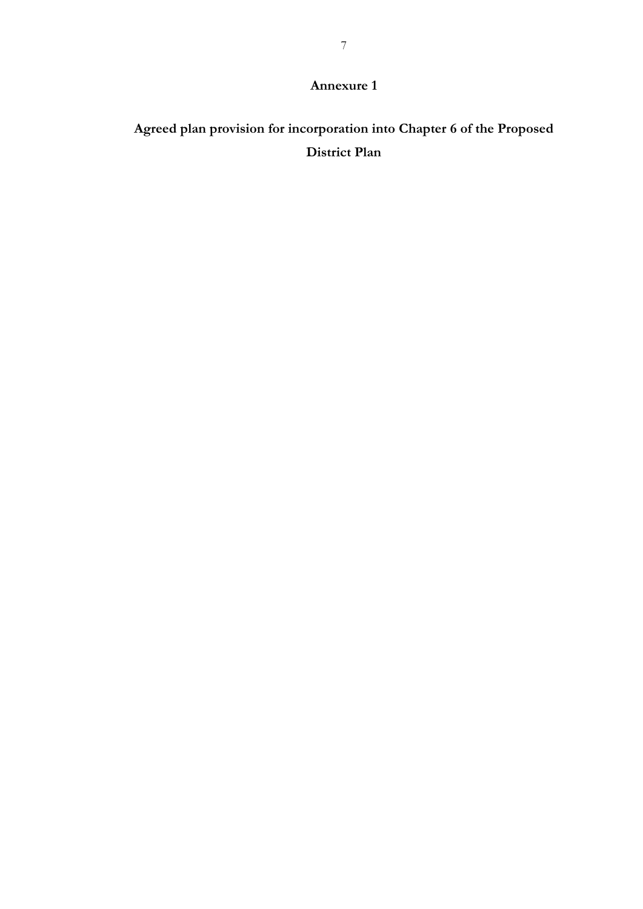# Annexure 1

## Agreed plan provision for incorporation into Chapter 6 of the Proposed District Plan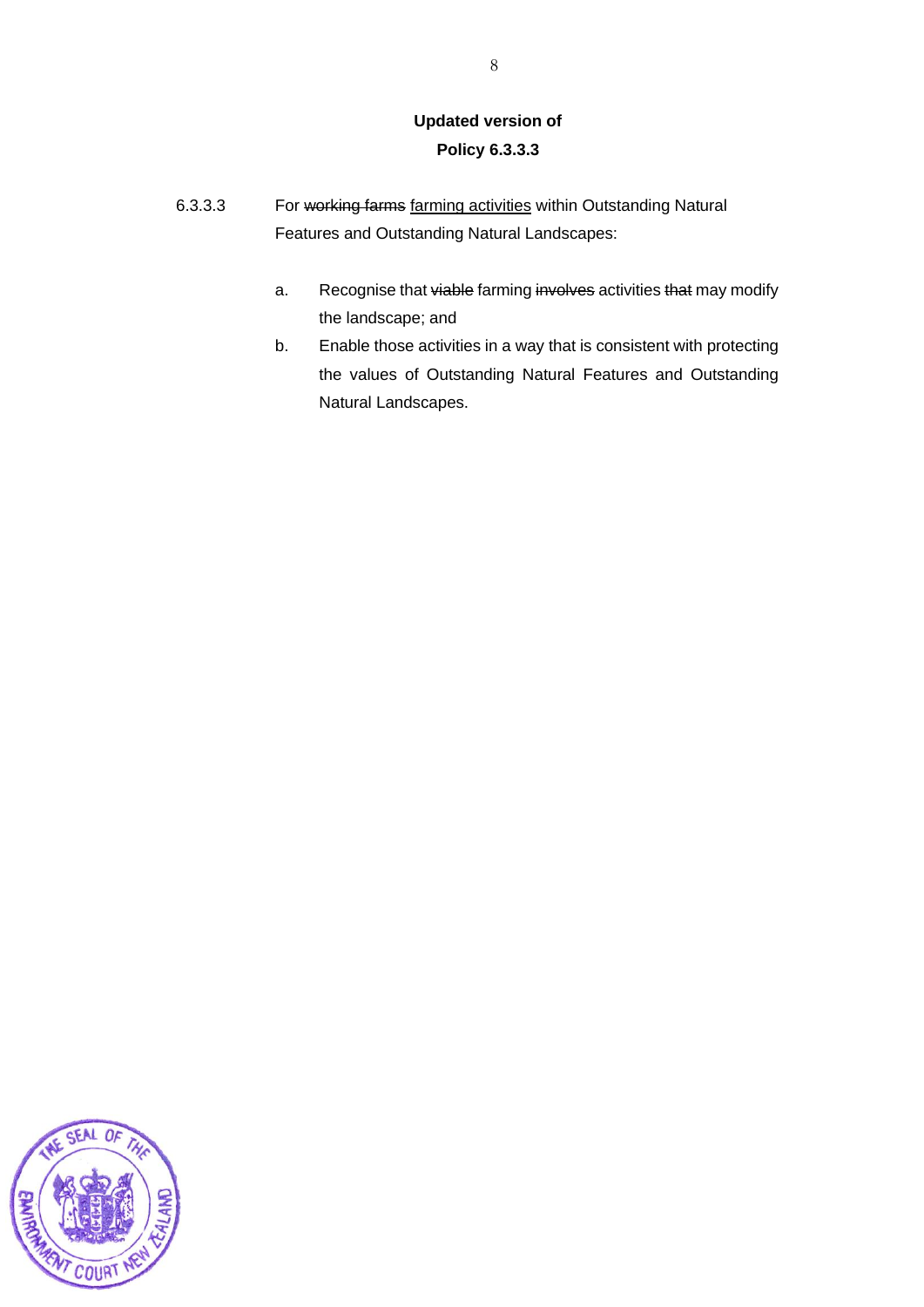**Updated version of**
**Policy 6.3.3.3**

6.3.3.3 For ~~working farms~~ <u>farming activities</u> within Outstanding Natural Features and Outstanding Natural Landscapes:

a. Recognise that ~~viable~~ farming ~~involves~~ activities ~~that~~ may modify the landscape; and

b. Enable those activities in a way that is consistent with protecting the values of Outstanding Natural Features and Outstanding Natural Landscapes.